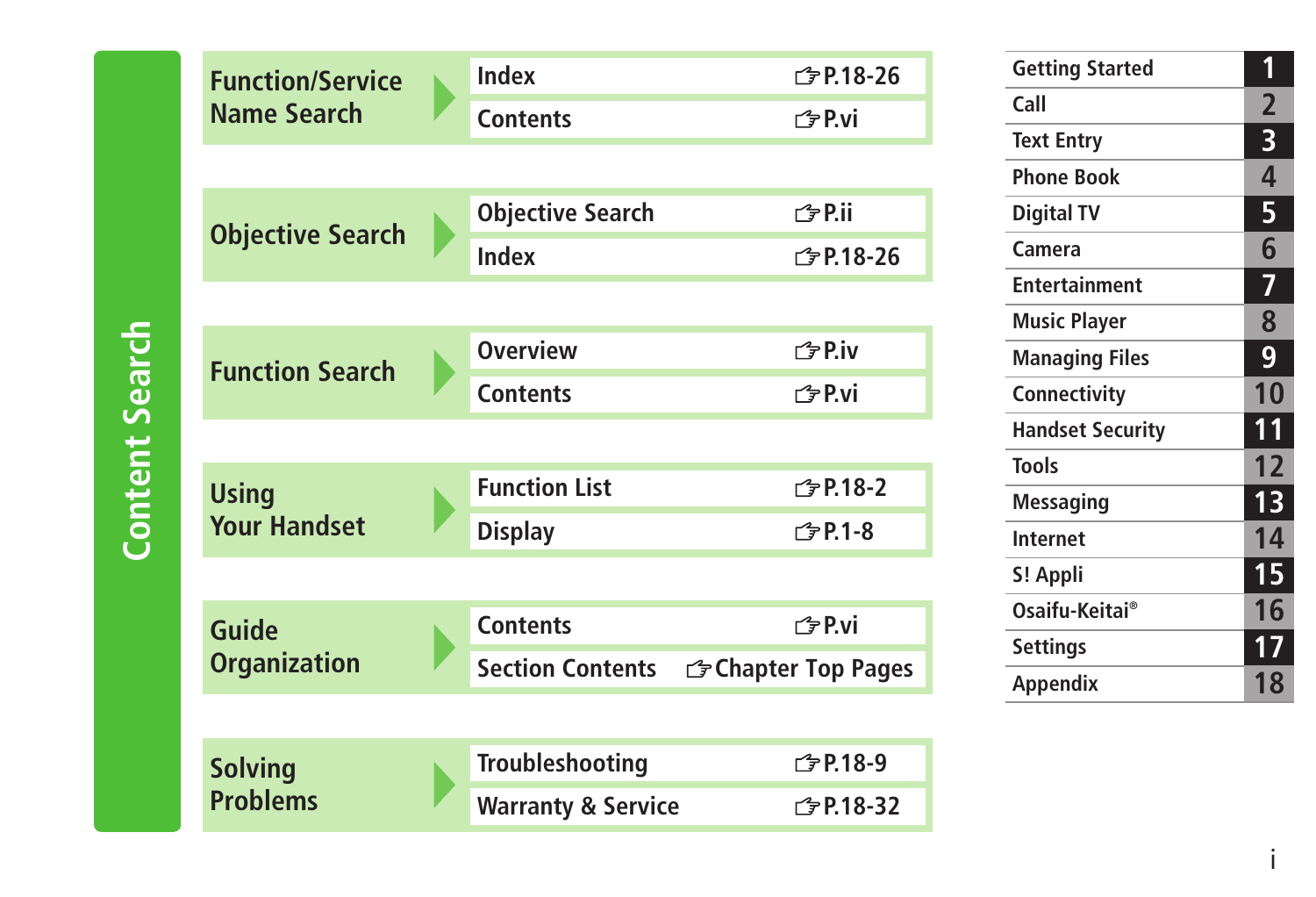# Content Search

| Category | Item | Reference |
| --- | --- | --- |
| Function/Service Name Search | Index | ☞P.18-26 |
| | Contents | ☞P.vi |
| Objective Search | Objective Search | ☞P.ii |
| | Index | ☞P.18-26 |
| Function Search | Overview | ☞P.iv |
| | Contents | ☞P.vi |
| Using Your Handset | Function List | ☞P.18-2 |
| | Display | ☞P.1-8 |
| Guide Organization | Contents | ☞P.vi |
| | Section Contents | ☞Chapter Top Pages |
| Solving Problems | Troubleshooting | ☞P.18-9 |
| | Warranty & Service | ☞P.18-32 |

| Chapter | No. |
| --- | --- |
| Getting Started | 1 |
| Call | 2 |
| Text Entry | 3 |
| Phone Book | 4 |
| Digital TV | 5 |
| Camera | 6 |
| Entertainment | 7 |
| Music Player | 8 |
| Managing Files | 9 |
| Connectivity | 10 |
| Handset Security | 11 |
| Tools | 12 |
| Messaging | 13 |
| Internet | 14 |
| S! Appli | 15 |
| Osaifu-Keitai® | 16 |
| Settings | 17 |
| Appendix | 18 |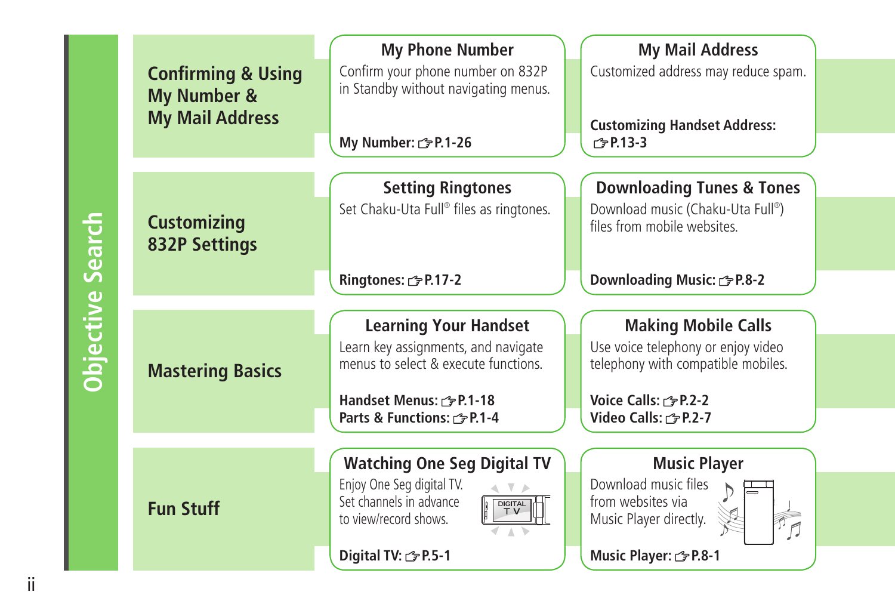# Objective Search

## Confirming & Using My Number & My Mail Address

### My Phone Number

Confirm your phone number on 832P in Standby without navigating menus.

**My Number: ☞P.1-26**

### My Mail Address

Customized address may reduce spam.

**Customizing Handset Address: ☞P.13-3**

## Customizing 832P Settings

### Setting Ringtones

Set Chaku-Uta Full® files as ringtones.

**Ringtones: ☞P.17-2**

### Downloading Tunes & Tones

Download music (Chaku-Uta Full®) files from mobile websites.

**Downloading Music: ☞P.8-2**

## Mastering Basics

### Learning Your Handset

Learn key assignments, and navigate menus to select & execute functions.

**Handset Menus: ☞P.1-18**
**Parts & Functions: ☞P.1-4**

### Making Mobile Calls

Use voice telephony or enjoy video telephony with compatible mobiles.

**Voice Calls: ☞P.2-2**
**Video Calls: ☞P.2-7**

## Fun Stuff

### Watching One Seg Digital TV

Enjoy One Seg digital TV. Set channels in advance to view/record shows.

**Digital TV: ☞P.5-1**

### Music Player

Download music files from websites via Music Player directly.

**Music Player: ☞P.8-1**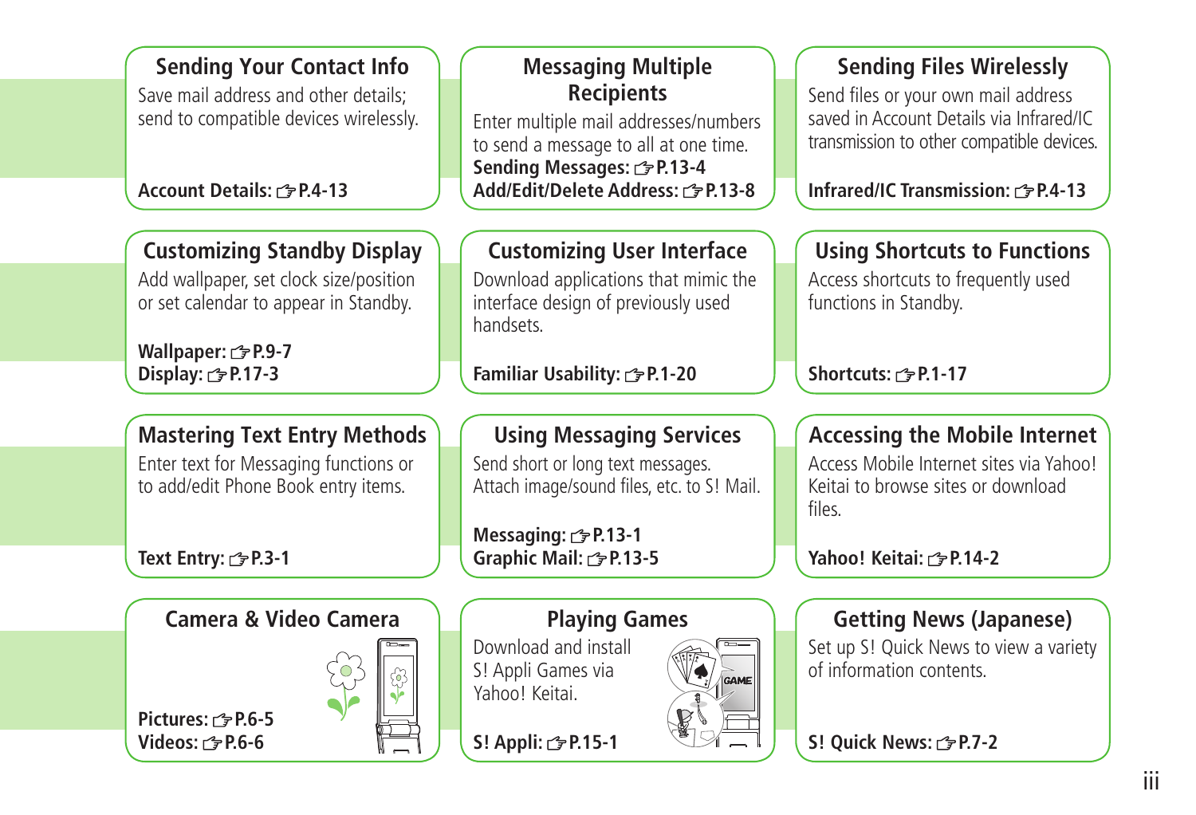## Sending Your Contact Info

Save mail address and other details; send to compatible devices wirelessly.

**Account Details: ☞P.4-13**

## Messaging Multiple Recipients

Enter multiple mail addresses/numbers to send a message to all at one time.

**Sending Messages: ☞P.13-4**
**Add/Edit/Delete Address: ☞P.13-8**

## Sending Files Wirelessly

Send files or your own mail address saved in Account Details via Infrared/IC transmission to other compatible devices.

**Infrared/IC Transmission: ☞P.4-13**

## Customizing Standby Display

Add wallpaper, set clock size/position or set calendar to appear in Standby.

**Wallpaper: ☞P.9-7**
**Display: ☞P.17-3**

## Customizing User Interface

Download applications that mimic the interface design of previously used handsets.

**Familiar Usability: ☞P.1-20**

## Using Shortcuts to Functions

Access shortcuts to frequently used functions in Standby.

**Shortcuts: ☞P.1-17**

## Mastering Text Entry Methods

Enter text for Messaging functions or to add/edit Phone Book entry items.

**Text Entry: ☞P.3-1**

## Using Messaging Services

Send short or long text messages. Attach image/sound files, etc. to S! Mail.

**Messaging: ☞P.13-1**
**Graphic Mail: ☞P.13-5**

## Accessing the Mobile Internet

Access Mobile Internet sites via Yahoo! Keitai to browse sites or download files.

**Yahoo! Keitai: ☞P.14-2**

## Camera & Video Camera

**Pictures: ☞P.6-5**
**Videos: ☞P.6-6**

## Playing Games

Download and install S! Appli Games via Yahoo! Keitai.

**S! Appli: ☞P.15-1**

## Getting News (Japanese)

Set up S! Quick News to view a variety of information contents.

**S! Quick News: ☞P.7-2**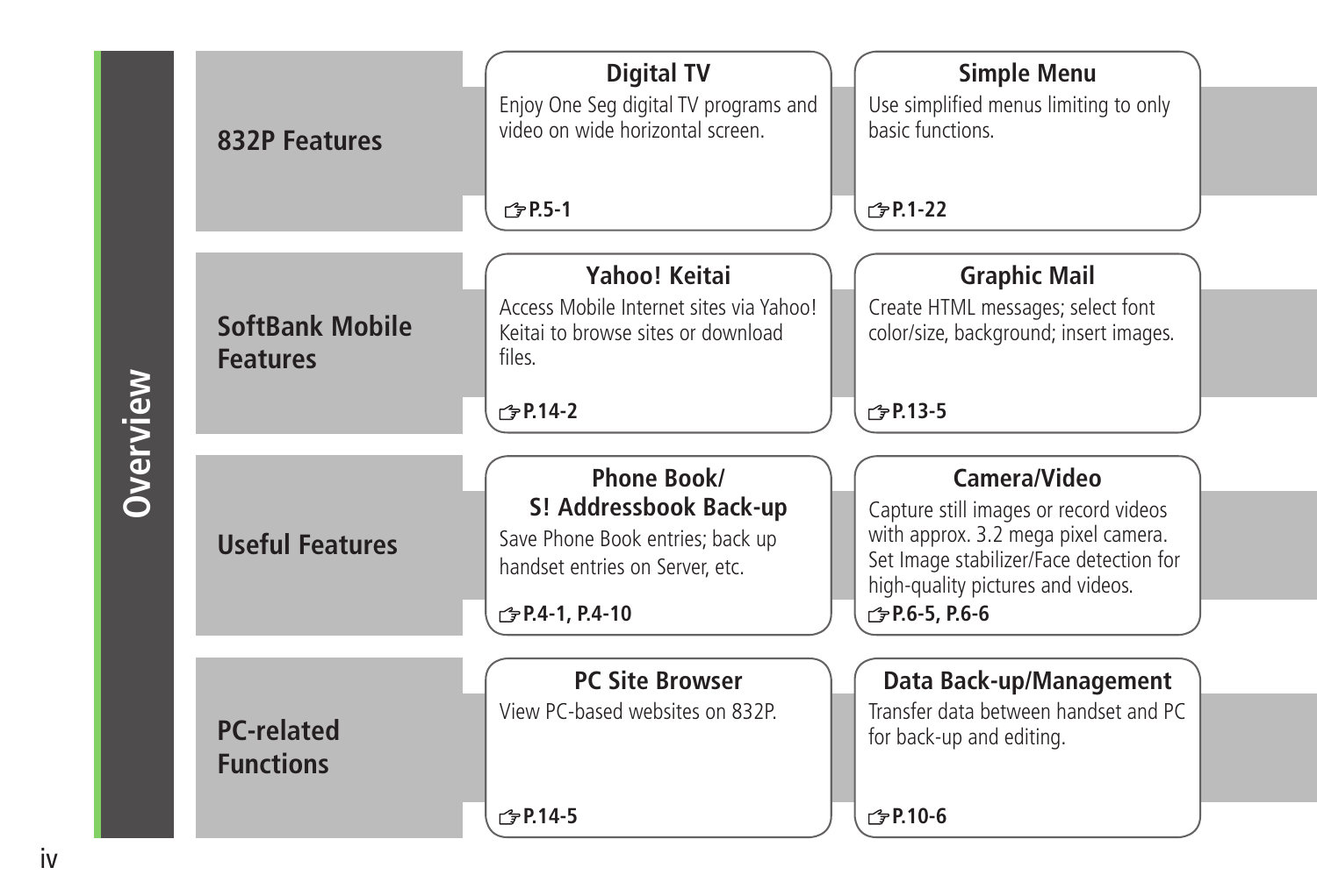# Overview

## 832P Features

### Digital TV

Enjoy One Seg digital TV programs and video on wide horizontal screen.

☞P.5-1

### Simple Menu

Use simplified menus limiting to only basic functions.

☞P.1-22

## SoftBank Mobile Features

### Yahoo! Keitai

Access Mobile Internet sites via Yahoo! Keitai to browse sites or download files.

☞P.14-2

### Graphic Mail

Create HTML messages; select font color/size, background; insert images.

☞P.13-5

## Useful Features

### Phone Book/ S! Addressbook Back-up

Save Phone Book entries; back up handset entries on Server, etc.

☞P.4-1, P.4-10

### Camera/Video

Capture still images or record videos with approx. 3.2 mega pixel camera. Set Image stabilizer/Face detection for high-quality pictures and videos.

☞P.6-5, P.6-6

## PC-related Functions

### PC Site Browser

View PC-based websites on 832P.

☞P.14-5

### Data Back-up/Management

Transfer data between handset and PC for back-up and editing.

☞P.10-6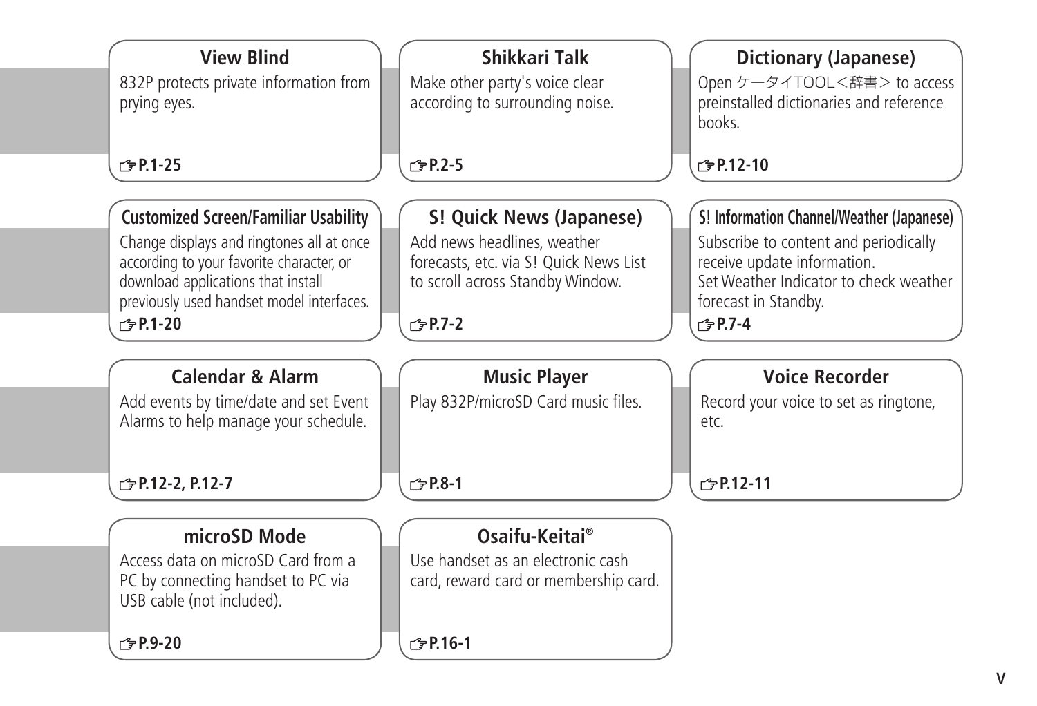### View Blind

832P protects private information from prying eyes.

☞P.1-25

### Shikkari Talk

Make other party's voice clear according to surrounding noise.

☞P.2-5

### Dictionary (Japanese)

Open ケータイTOOL<辞書> to access preinstalled dictionaries and reference books.

☞P.12-10

### Customized Screen/Familiar Usability

Change displays and ringtones all at once according to your favorite character, or download applications that install previously used handset model interfaces.

☞P.1-20

### S! Quick News (Japanese)

Add news headlines, weather forecasts, etc. via S! Quick News List to scroll across Standby Window.

☞P.7-2

### S! Information Channel/Weather (Japanese)

Subscribe to content and periodically receive update information.
Set Weather Indicator to check weather forecast in Standby.

☞P.7-4

### Calendar & Alarm

Add events by time/date and set Event Alarms to help manage your schedule.

☞P.12-2, P.12-7

### Music Player

Play 832P/microSD Card music files.

☞P.8-1

### Voice Recorder

Record your voice to set as ringtone, etc.

☞P.12-11

### microSD Mode

Access data on microSD Card from a PC by connecting handset to PC via USB cable (not included).

☞P.9-20

### Osaifu-Keitai®

Use handset as an electronic cash card, reward card or membership card.

☞P.16-1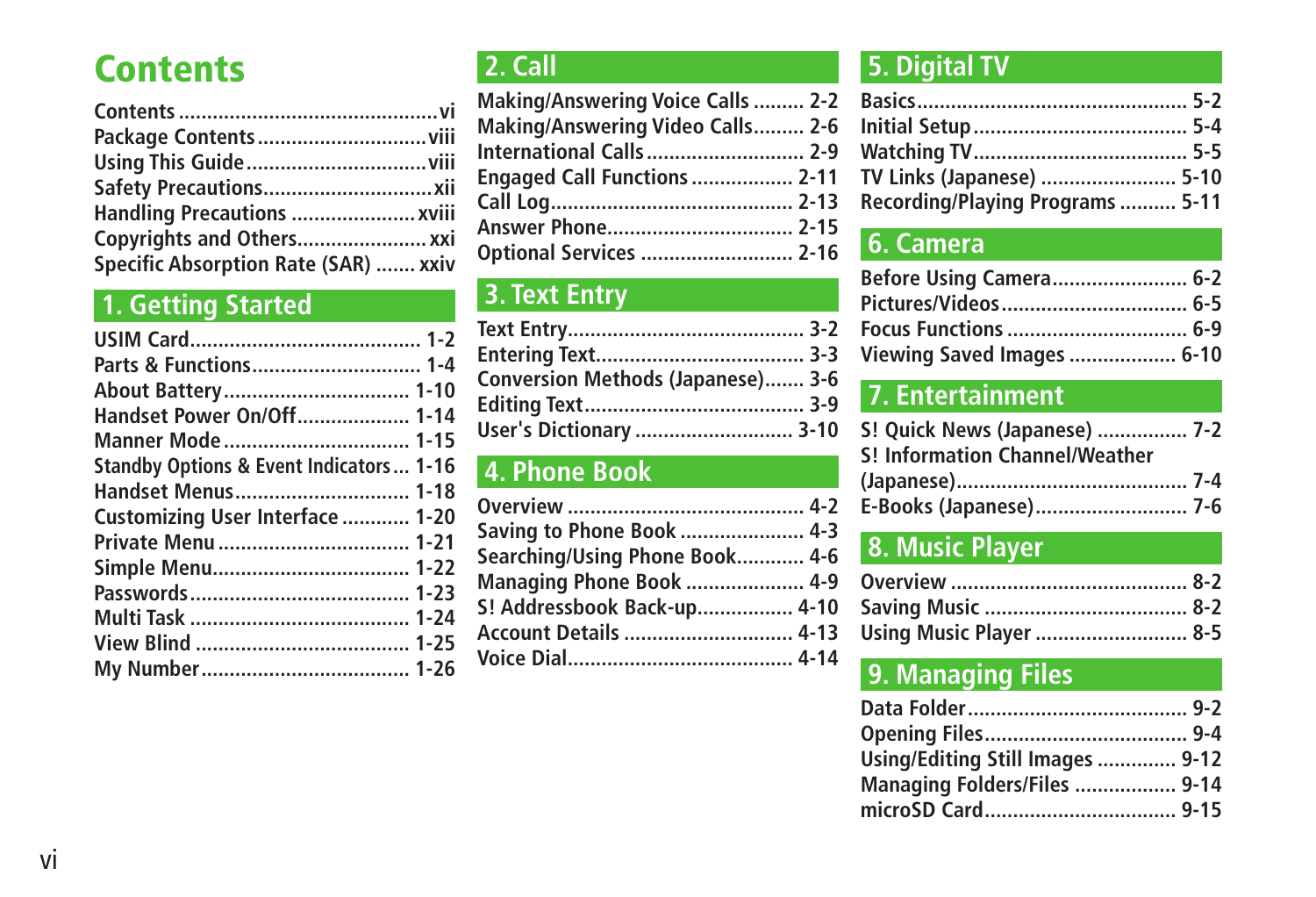# Contents

Contents ............................................. vi
Package Contents ............................. viii
Using This Guide ............................... viii
Safety Precautions ............................. xii
Handling Precautions ...................... xviii
Copyrights and Others ....................... xxi
Specific Absorption Rate (SAR) ....... xxiv

## 1. Getting Started

USIM Card ......................................... 1-2
Parts & Functions .............................. 1-4
About Battery ................................... 1-10
Handset Power On/Off .................... 1-14
Manner Mode ................................... 1-15
Standby Options & Event Indicators ... 1-16
Handset Menus ................................ 1-18
Customizing User Interface ............ 1-20
Private Menu ................................... 1-21
Simple Menu .................................... 1-22
Passwords ........................................ 1-23
Multi Task ........................................ 1-24
View Blind ....................................... 1-25
My Number ...................................... 1-26

## 2. Call

Making/Answering Voice Calls ......... 2-2
Making/Answering Video Calls ......... 2-6
International Calls ........................... 2-9
Engaged Call Functions .................. 2-11
Call Log ........................................... 2-13
Answer Phone .................................. 2-15
Optional Services ........................... 2-16

## 3. Text Entry

Text Entry .......................................... 3-2
Entering Text ..................................... 3-3
Conversion Methods (Japanese) ....... 3-6
Editing Text ....................................... 3-9
User's Dictionary ............................ 3-10

## 4. Phone Book

Overview ........................................... 4-2
Saving to Phone Book ...................... 4-3
Searching/Using Phone Book ............ 4-6
Managing Phone Book ..................... 4-9
S! Addressbook Back-up ................. 4-10
Account Details .............................. 4-13
Voice Dial ........................................ 4-14

## 5. Digital TV

Basics ................................................ 5-2
Initial Setup ...................................... 5-4
Watching TV ...................................... 5-5
TV Links (Japanese) ........................ 5-10
Recording/Playing Programs .......... 5-11

## 6. Camera

Before Using Camera ........................ 6-2
Pictures/Videos ................................. 6-5
Focus Functions ................................ 6-9
Viewing Saved Images ................... 6-10

## 7. Entertainment

S! Quick News (Japanese) ................ 7-2
S! Information Channel/Weather (Japanese) ......................................... 7-4
E-Books (Japanese) ........................... 7-6

## 8. Music Player

Overview ........................................... 8-2
Saving Music .................................... 8-2
Using Music Player ........................... 8-5

## 9. Managing Files

Data Folder ....................................... 9-2
Opening Files .................................... 9-4
Using/Editing Still Images .............. 9-12
Managing Folders/Files .................. 9-14
microSD Card .................................. 9-15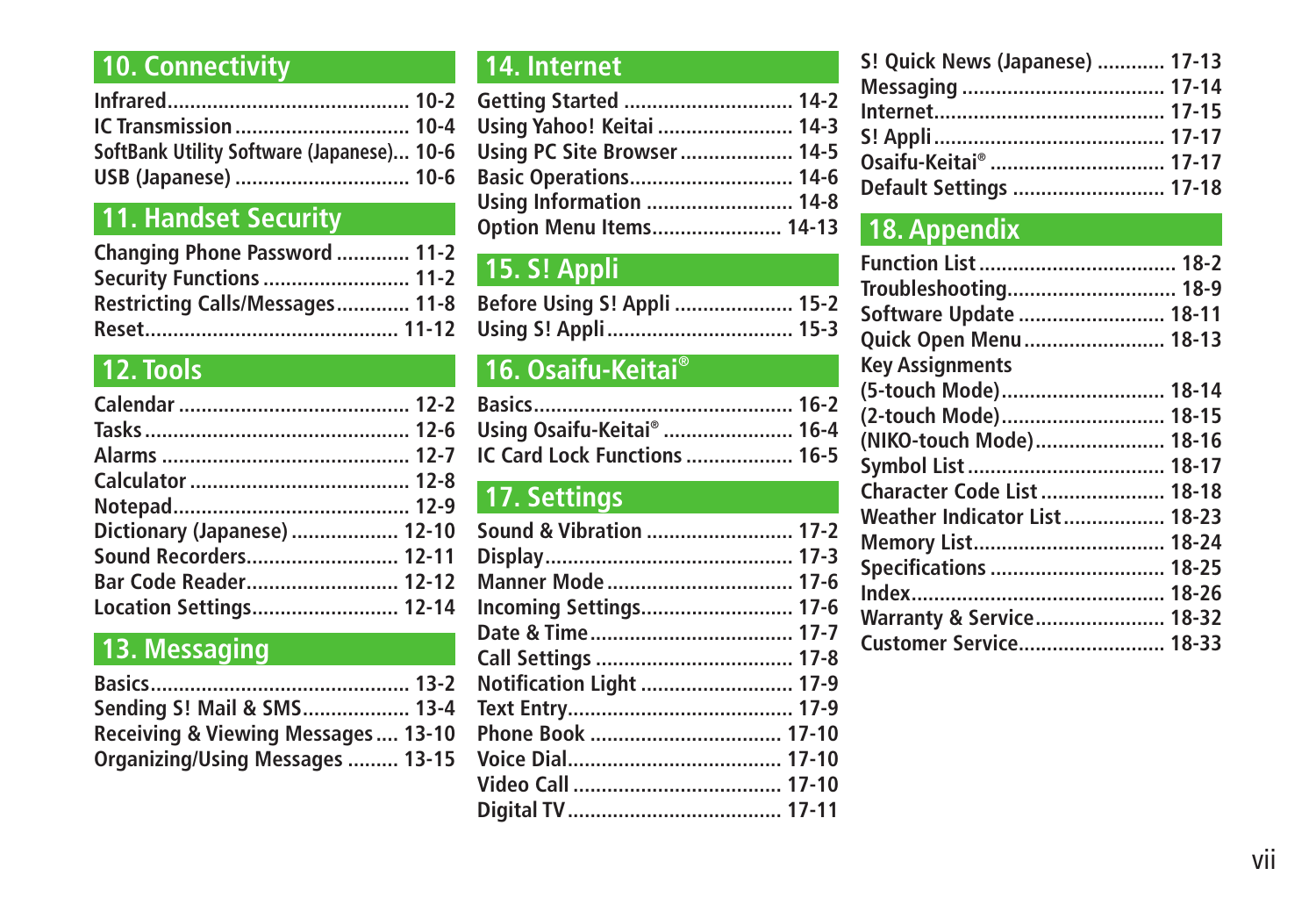## 10. Connectivity

Infrared.......................................... 10-2
IC Transmission .............................. 10-4
SoftBank Utility Software (Japanese)... 10-6
USB (Japanese) .............................. 10-6

## 11. Handset Security

Changing Phone Password ............. 11-2
Security Functions .......................... 11-2
Restricting Calls/Messages............. 11-8
Reset............................................ 11-12

## 12. Tools

Calendar ........................................ 12-2
Tasks .............................................. 12-6
Alarms ........................................... 12-7
Calculator ...................................... 12-8
Notepad......................................... 12-9
Dictionary (Japanese) ................... 12-10
Sound Recorders.......................... 12-11
Bar Code Reader.......................... 12-12
Location Settings.......................... 12-14

## 13. Messaging

Basics............................................. 13-2
Sending S! Mail & SMS................... 13-4
Receiving & Viewing Messages .... 13-10
Organizing/Using Messages ......... 13-15

## 14. Internet

Getting Started .............................. 14-2
Using Yahoo! Keitai ........................ 14-3
Using PC Site Browser .................... 14-5
Basic Operations............................. 14-6
Using Information .......................... 14-8
Option Menu Items....................... 14-13

## 15. S! Appli

Before Using S! Appli ..................... 15-2
Using S! Appli ................................ 15-3

## 16. Osaifu-Keitai®

Basics............................................. 16-2
Using Osaifu-Keitai® ....................... 16-4
IC Card Lock Functions ................... 16-5

## 17. Settings

Sound & Vibration ......................... 17-2
Display........................................... 17-3
Manner Mode ................................ 17-6
Incoming Settings.......................... 17-6
Date & Time................................... 17-7
Call Settings .................................. 17-8
Notification Light .......................... 17-9
Text Entry....................................... 17-9
Phone Book ................................. 17-10
Voice Dial..................................... 17-10
Video Call .................................... 17-10
Digital TV ..................................... 17-11
S! Quick News (Japanese) ............ 17-13
Messaging ................................... 17-14
Internet........................................ 17-15
S! Appli ........................................ 17-17
Osaifu-Keitai® .............................. 17-17
Default Settings .......................... 17-18

## 18. Appendix

Function List .................................. 18-2
Troubleshooting............................. 18-9
Software Update .......................... 18-11
Quick Open Menu ........................ 18-13
Key Assignments
(5-touch Mode)............................ 18-14
(2-touch Mode)............................ 18-15
(NIKO-touch Mode)...................... 18-16
Symbol List .................................. 18-17
Character Code List ..................... 18-18
Weather Indicator List.................. 18-23
Memory List................................. 18-24
Specifications .............................. 18-25
Index............................................ 18-26
Warranty & Service....................... 18-32
Customer Service.......................... 18-33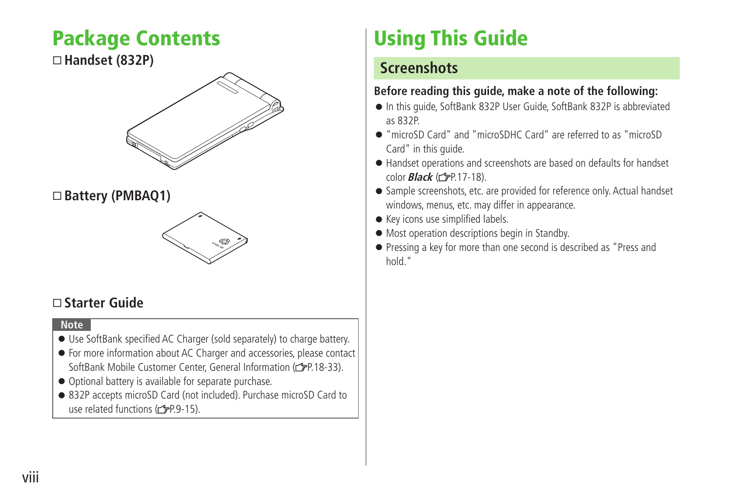# Package Contents

□ **Handset (832P)**

□ **Battery (PMBAQ1)**

□ **Starter Guide**

**Note**

- Use SoftBank specified AC Charger (sold separately) to charge battery.
- For more information about AC Charger and accessories, please contact SoftBank Mobile Customer Center, General Information (☞P.18-33).
- Optional battery is available for separate purchase.
- 832P accepts microSD Card (not included). Purchase microSD Card to use related functions (☞P.9-15).

# Using This Guide

## Screenshots

**Before reading this guide, make a note of the following:**

- In this guide, SoftBank 832P User Guide, SoftBank 832P is abbreviated as 832P.
- "microSD Card" and "microSDHC Card" are referred to as "microSD Card" in this guide.
- Handset operations and screenshots are based on defaults for handset color ***Black*** (☞P.17-18).
- Sample screenshots, etc. are provided for reference only. Actual handset windows, menus, etc. may differ in appearance.
- Key icons use simplified labels.
- Most operation descriptions begin in Standby.
- Pressing a key for more than one second is described as "Press and hold."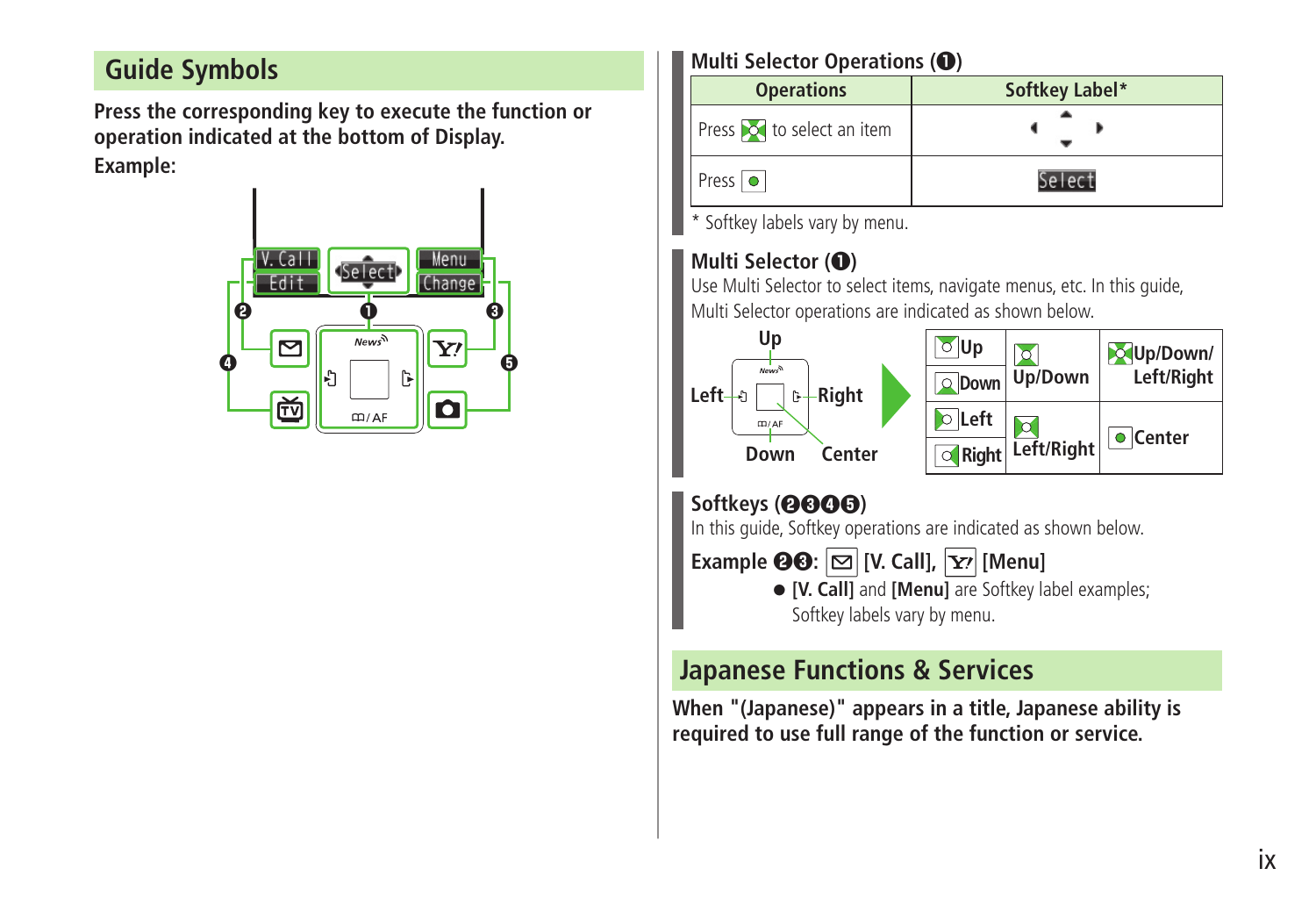## Guide Symbols

**Press the corresponding key to execute the function or operation indicated at the bottom of Display.**

**Example:**

### Multi Selector Operations (❶)

| Operations | Softkey Label* |
|---|---|
| Press to select an item | ◂ ▴ ▾ ▸ |
| Press | Select |

\* Softkey labels vary by menu.

### Multi Selector (❶)

Use Multi Selector to select items, navigate menus, etc. In this guide, Multi Selector operations are indicated as shown below.

| | | |
|---|---|---|
| Up | Up/Down | Up/Down/ Left/Right |
| Down | | |
| Left | Left/Right | Center |
| Right | | |

### Softkeys (❷❸❹❺)

In this guide, Softkey operations are indicated as shown below.

**Example ❷❸: [V. Call], [Menu]**

- **[V. Call]** and **[Menu]** are Softkey label examples; Softkey labels vary by menu.

## Japanese Functions & Services

**When "(Japanese)" appears in a title, Japanese ability is required to use full range of the function or service.**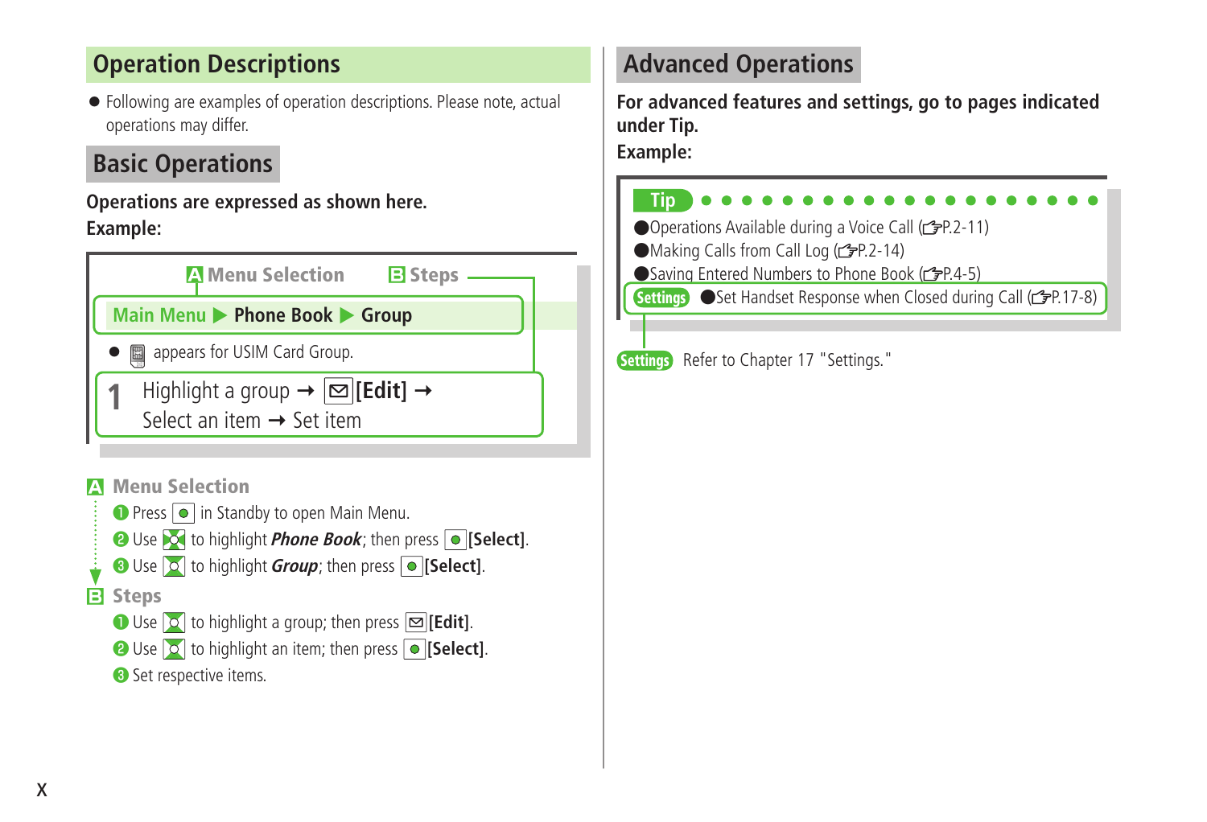## Operation Descriptions

- Following are examples of operation descriptions. Please note, actual operations may differ.

### Basic Operations

**Operations are expressed as shown here.**
**Example:**

A Menu Selection　　B Steps

**Main Menu ▶ Phone Book ▶ Group**

- appears for USIM Card Group.

1 Highlight a group → [Edit] → Select an item → Set item

**A Menu Selection**

1. Press ● in Standby to open Main Menu.
2. Use to highlight ***Phone Book***; then press ● **[Select]**.
3. Use to highlight ***Group***; then press ● **[Select]**.

**B Steps**

1. Use to highlight a group; then press **[Edit]**.
2. Use to highlight an item; then press ● **[Select]**.
3. Set respective items.

### Advanced Operations

**For advanced features and settings, go to pages indicated under Tip.**
**Example:**

**Tip**

- Operations Available during a Voice Call (☞P.2-11)
- Making Calls from Call Log (☞P.2-14)
- Saving Entered Numbers to Phone Book (☞P.4-5)

**Settings** ●Set Handset Response when Closed during Call (☞P.17-8)

**Settings** Refer to Chapter 17 "Settings."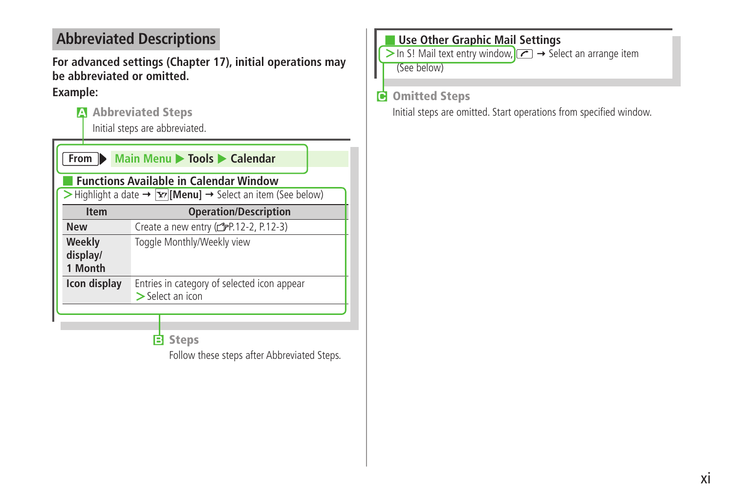## Abbreviated Descriptions

**For advanced settings (Chapter 17), initial operations may be abbreviated or omitted.**

**Example:**

**A Abbreviated Steps**

Initial steps are abbreviated.

From ▶ Main Menu ▶ Tools ▶ Calendar

### Functions Available in Calendar Window

> Highlight a date → [Menu] → Select an item (See below)

| Item | Operation/Description |
|---|---|
| **New** | Create a new entry (☞P.12-2, P.12-3) |
| **Weekly display/ 1 Month** | Toggle Monthly/Weekly view |
| **Icon display** | Entries in category of selected icon appear<br>> Select an icon |

**B Steps**

Follow these steps after Abbreviated Steps.

### Use Other Graphic Mail Settings

> In S! Mail text entry window, [key] → Select an arrange item (See below)

**C Omitted Steps**

Initial steps are omitted. Start operations from specified window.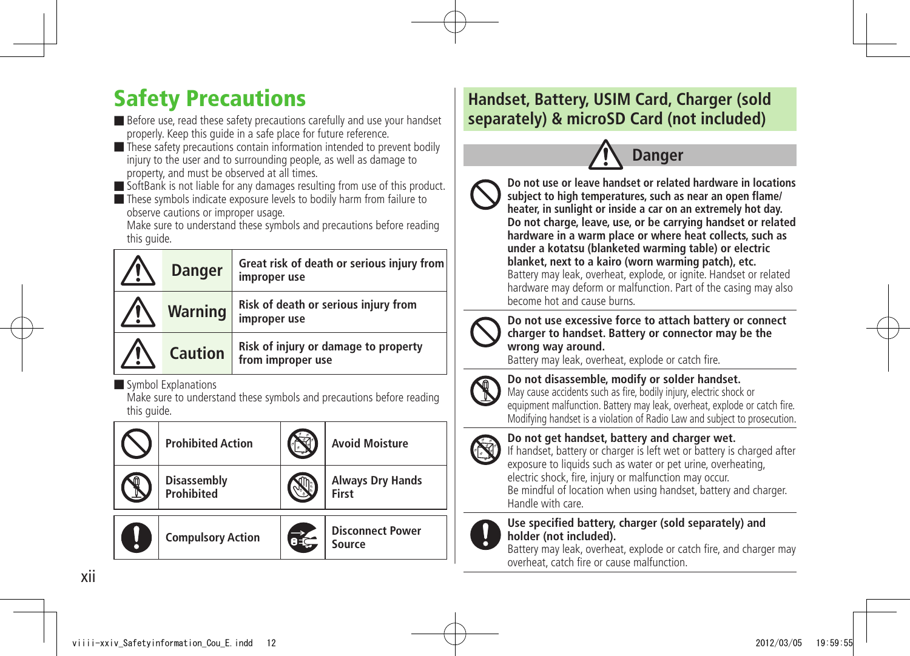# Safety Precautions

- Before use, read these safety precautions carefully and use your handset properly. Keep this guide in a safe place for future reference.
- These safety precautions contain information intended to prevent bodily injury to the user and to surrounding people, as well as damage to property, and must be observed at all times.
- SoftBank is not liable for any damages resulting from use of this product.
- These symbols indicate exposure levels to bodily harm from failure to observe cautions or improper usage.
  Make sure to understand these symbols and precautions before reading this guide.

| | | |
|---|---|---|
| ⚠ | **Danger** | **Great risk of death or serious injury from improper use** |
| ⚠ | **Warning** | **Risk of death or serious injury from improper use** |
| ⚠ | **Caution** | **Risk of injury or damage to property from improper use** |

- Symbol Explanations
  Make sure to understand these symbols and precautions before reading this guide.

| | | | |
|---|---|---|---|
| | **Prohibited Action** | | **Avoid Moisture** |
| | **Disassembly Prohibited** | | **Always Dry Hands First** |
| | **Compulsory Action** | | **Disconnect Power Source** |

## Handset, Battery, USIM Card, Charger (sold separately) & microSD Card (not included)

### ⚠ Danger

**Do not use or leave handset or related hardware in locations subject to high temperatures, such as near an open flame/heater, in sunlight or inside a car on an extremely hot day. Do not charge, leave, use, or be carrying handset or related hardware in a warm place or where heat collects, such as under a kotatsu (blanketed warming table) or electric blanket, next to a kairo (worn warming patch), etc.**
Battery may leak, overheat, explode, or ignite. Handset or related hardware may deform or malfunction. Part of the casing may also become hot and cause burns.

**Do not use excessive force to attach battery or connect charger to handset. Battery or connector may be the wrong way around.**
Battery may leak, overheat, explode or catch fire.

**Do not disassemble, modify or solder handset.**
May cause accidents such as fire, bodily injury, electric shock or equipment malfunction. Battery may leak, overheat, explode or catch fire. Modifying handset is a violation of Radio Law and subject to prosecution.

**Do not get handset, battery and charger wet.**
If handset, battery or charger is left wet or battery is charged after exposure to liquids such as water or pet urine, overheating, electric shock, fire, injury or malfunction may occur.
Be mindful of location when using handset, battery and charger. Handle with care.

**Use specified battery, charger (sold separately) and holder (not included).**
Battery may leak, overheat, explode or catch fire, and charger may overheat, catch fire or cause malfunction.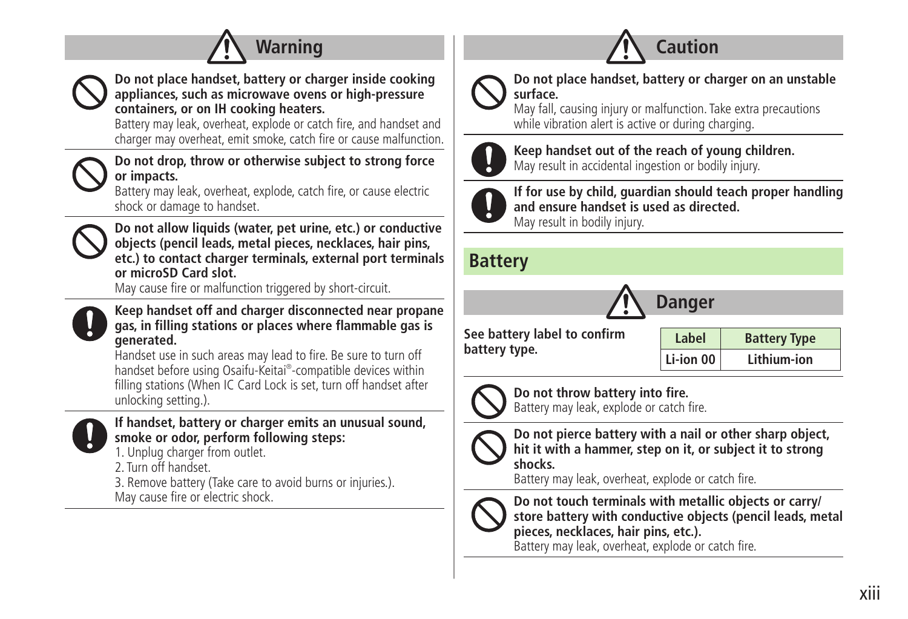## Warning

**Do not place handset, battery or charger inside cooking appliances, such as microwave ovens or high-pressure containers, or on IH cooking heaters.**
Battery may leak, overheat, explode or catch fire, and handset and charger may overheat, emit smoke, catch fire or cause malfunction.

**Do not drop, throw or otherwise subject to strong force or impacts.**
Battery may leak, overheat, explode, catch fire, or cause electric shock or damage to handset.

**Do not allow liquids (water, pet urine, etc.) or conductive objects (pencil leads, metal pieces, necklaces, hair pins, etc.) to contact charger terminals, external port terminals or microSD Card slot.**
May cause fire or malfunction triggered by short-circuit.

**Keep handset off and charger disconnected near propane gas, in filling stations or places where flammable gas is generated.**
Handset use in such areas may lead to fire. Be sure to turn off handset before using Osaifu-Keitai®-compatible devices within filling stations (When IC Card Lock is set, turn off handset after unlocking setting.).

**If handset, battery or charger emits an unusual sound, smoke or odor, perform following steps:**
1. Unplug charger from outlet.
2. Turn off handset.
3. Remove battery (Take care to avoid burns or injuries.).

May cause fire or electric shock.

## Caution

**Do not place handset, battery or charger on an unstable surface.**
May fall, causing injury or malfunction. Take extra precautions while vibration alert is active or during charging.

**Keep handset out of the reach of young children.**
May result in accidental ingestion or bodily injury.

**If for use by child, guardian should teach proper handling and ensure handset is used as directed.**
May result in bodily injury.

# Battery

## Danger

**See battery label to confirm battery type.**

| Label | Battery Type |
|---|---|
| Li-ion 00 | Lithium-ion |

**Do not throw battery into fire.**
Battery may leak, explode or catch fire.

**Do not pierce battery with a nail or other sharp object, hit it with a hammer, step on it, or subject it to strong shocks.**
Battery may leak, overheat, explode or catch fire.

**Do not touch terminals with metallic objects or carry/store battery with conductive objects (pencil leads, metal pieces, necklaces, hair pins, etc.).**
Battery may leak, overheat, explode or catch fire.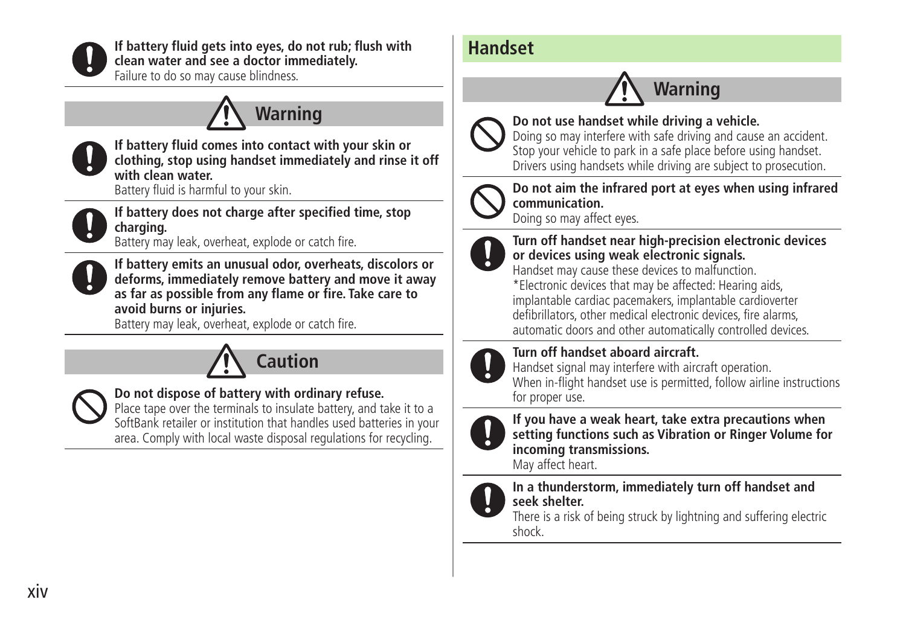**If battery fluid gets into eyes, do not rub; flush with clean water and see a doctor immediately.**
Failure to do so may cause blindness.

### Warning

**If battery fluid comes into contact with your skin or clothing, stop using handset immediately and rinse it off with clean water.**
Battery fluid is harmful to your skin.

**If battery does not charge after specified time, stop charging.**
Battery may leak, overheat, explode or catch fire.

**If battery emits an unusual odor, overheats, discolors or deforms, immediately remove battery and move it away as far as possible from any flame or fire. Take care to avoid burns or injuries.**
Battery may leak, overheat, explode or catch fire.

### Caution

**Do not dispose of battery with ordinary refuse.**
Place tape over the terminals to insulate battery, and take it to a SoftBank retailer or institution that handles used batteries in your area. Comply with local waste disposal regulations for recycling.

## Handset

### Warning

**Do not use handset while driving a vehicle.**
Doing so may interfere with safe driving and cause an accident. Stop your vehicle to park in a safe place before using handset. Drivers using handsets while driving are subject to prosecution.

**Do not aim the infrared port at eyes when using infrared communication.**
Doing so may affect eyes.

**Turn off handset near high-precision electronic devices or devices using weak electronic signals.**
Handset may cause these devices to malfunction.
*Electronic devices that may be affected: Hearing aids, implantable cardiac pacemakers, implantable cardioverter defibrillators, other medical electronic devices, fire alarms, automatic doors and other automatically controlled devices.

**Turn off handset aboard aircraft.**
Handset signal may interfere with aircraft operation.
When in-flight handset use is permitted, follow airline instructions for proper use.

**If you have a weak heart, take extra precautions when setting functions such as Vibration or Ringer Volume for incoming transmissions.**
May affect heart.

**In a thunderstorm, immediately turn off handset and seek shelter.**
There is a risk of being struck by lightning and suffering electric shock.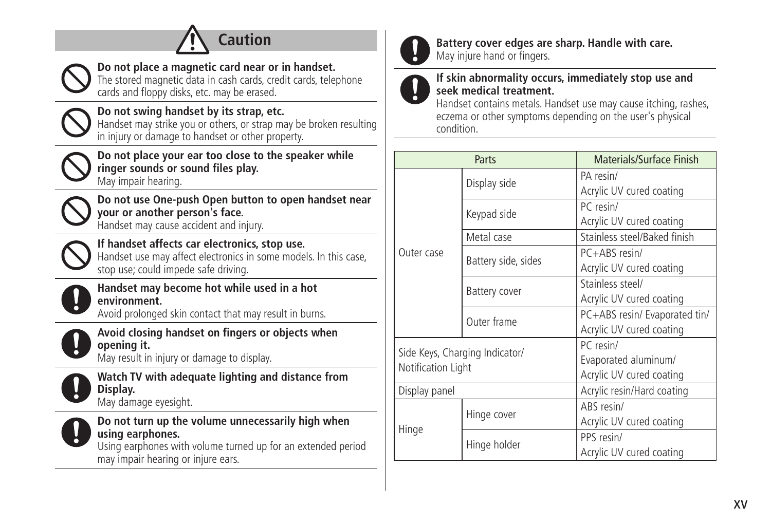## Caution

**Do not place a magnetic card near or in handset.**
The stored magnetic data in cash cards, credit cards, telephone cards and floppy disks, etc. may be erased.

**Do not swing handset by its strap, etc.**
Handset may strike you or others, or strap may be broken resulting in injury or damage to handset or other property.

**Do not place your ear too close to the speaker while ringer sounds or sound files play.**
May impair hearing.

**Do not use One-push Open button to open handset near your or another person's face.**
Handset may cause accident and injury.

**If handset affects car electronics, stop use.**
Handset use may affect electronics in some models. In this case, stop use; could impede safe driving.

**Handset may become hot while used in a hot environment.**
Avoid prolonged skin contact that may result in burns.

**Avoid closing handset on fingers or objects when opening it.**
May result in injury or damage to display.

**Watch TV with adequate lighting and distance from Display.**
May damage eyesight.

**Do not turn up the volume unnecessarily high when using earphones.**
Using earphones with volume turned up for an extended period may impair hearing or injure ears.

**Battery cover edges are sharp. Handle with care.**
May injure hand or fingers.

**If skin abnormality occurs, immediately stop use and seek medical treatment.**
Handset contains metals. Handset use may cause itching, rashes, eczema or other symptoms depending on the user's physical condition.

| Parts | | Materials/Surface Finish |
|---|---|---|
| Outer case | Display side | PA resin/ Acrylic UV cured coating |
| | Keypad side | PC resin/ Acrylic UV cured coating |
| | Metal case | Stainless steel/Baked finish |
| | Battery side, sides | PC+ABS resin/ Acrylic UV cured coating |
| | Battery cover | Stainless steel/ Acrylic UV cured coating |
| | Outer frame | PC+ABS resin/ Evaporated tin/ Acrylic UV cured coating |
| Side Keys, Charging Indicator/ Notification Light | | PC resin/ Evaporated aluminum/ Acrylic UV cured coating |
| Display panel | | Acrylic resin/Hard coating |
| Hinge | Hinge cover | ABS resin/ Acrylic UV cured coating |
| | Hinge holder | PPS resin/ Acrylic UV cured coating |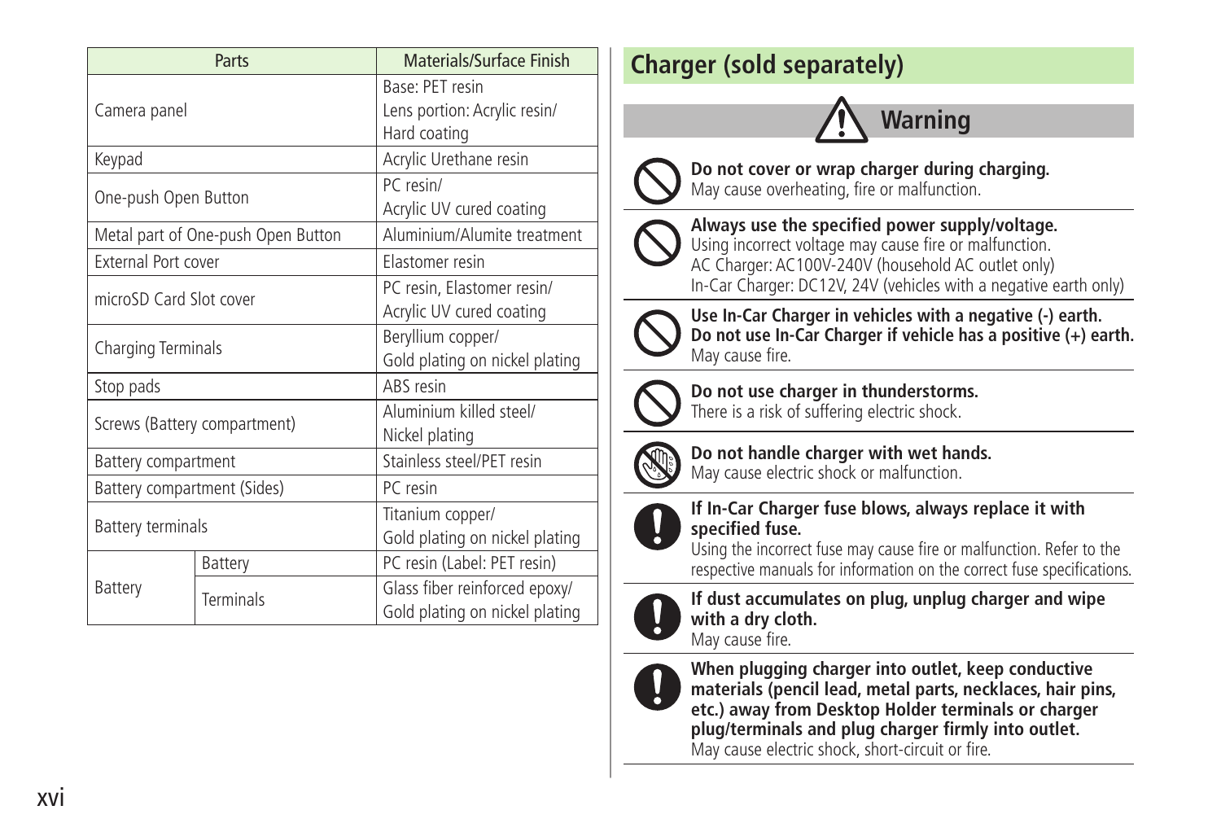| Parts | | Materials/Surface Finish |
| --- | --- | --- |
| Camera panel | | Base: PET resin<br>Lens portion: Acrylic resin/<br>Hard coating |
| Keypad | | Acrylic Urethane resin |
| One-push Open Button | | PC resin/<br>Acrylic UV cured coating |
| Metal part of One-push Open Button | | Aluminium/Alumite treatment |
| External Port cover | | Elastomer resin |
| microSD Card Slot cover | | PC resin, Elastomer resin/<br>Acrylic UV cured coating |
| Charging Terminals | | Beryllium copper/<br>Gold plating on nickel plating |
| Stop pads | | ABS resin |
| Screws (Battery compartment) | | Aluminium killed steel/<br>Nickel plating |
| Battery compartment | | Stainless steel/PET resin |
| Battery compartment (Sides) | | PC resin |
| Battery terminals | | Titanium copper/<br>Gold plating on nickel plating |
| Battery | Battery | PC resin (Label: PET resin) |
| | Terminals | Glass fiber reinforced epoxy/<br>Gold plating on nickel plating |

## Charger (sold separately)

### Warning

**Do not cover or wrap charger during charging.**
May cause overheating, fire or malfunction.

**Always use the specified power supply/voltage.**
Using incorrect voltage may cause fire or malfunction.
AC Charger: AC100V-240V (household AC outlet only)
In-Car Charger: DC12V, 24V (vehicles with a negative earth only)

**Use In-Car Charger in vehicles with a negative (-) earth. Do not use In-Car Charger if vehicle has a positive (+) earth.**
May cause fire.

**Do not use charger in thunderstorms.**
There is a risk of suffering electric shock.

**Do not handle charger with wet hands.**
May cause electric shock or malfunction.

**If In-Car Charger fuse blows, always replace it with specified fuse.**
Using the incorrect fuse may cause fire or malfunction. Refer to the respective manuals for information on the correct fuse specifications.

**If dust accumulates on plug, unplug charger and wipe with a dry cloth.**
May cause fire.

**When plugging charger into outlet, keep conductive materials (pencil lead, metal parts, necklaces, hair pins, etc.) away from Desktop Holder terminals or charger plug/terminals and plug charger firmly into outlet.**
May cause electric shock, short-circuit or fire.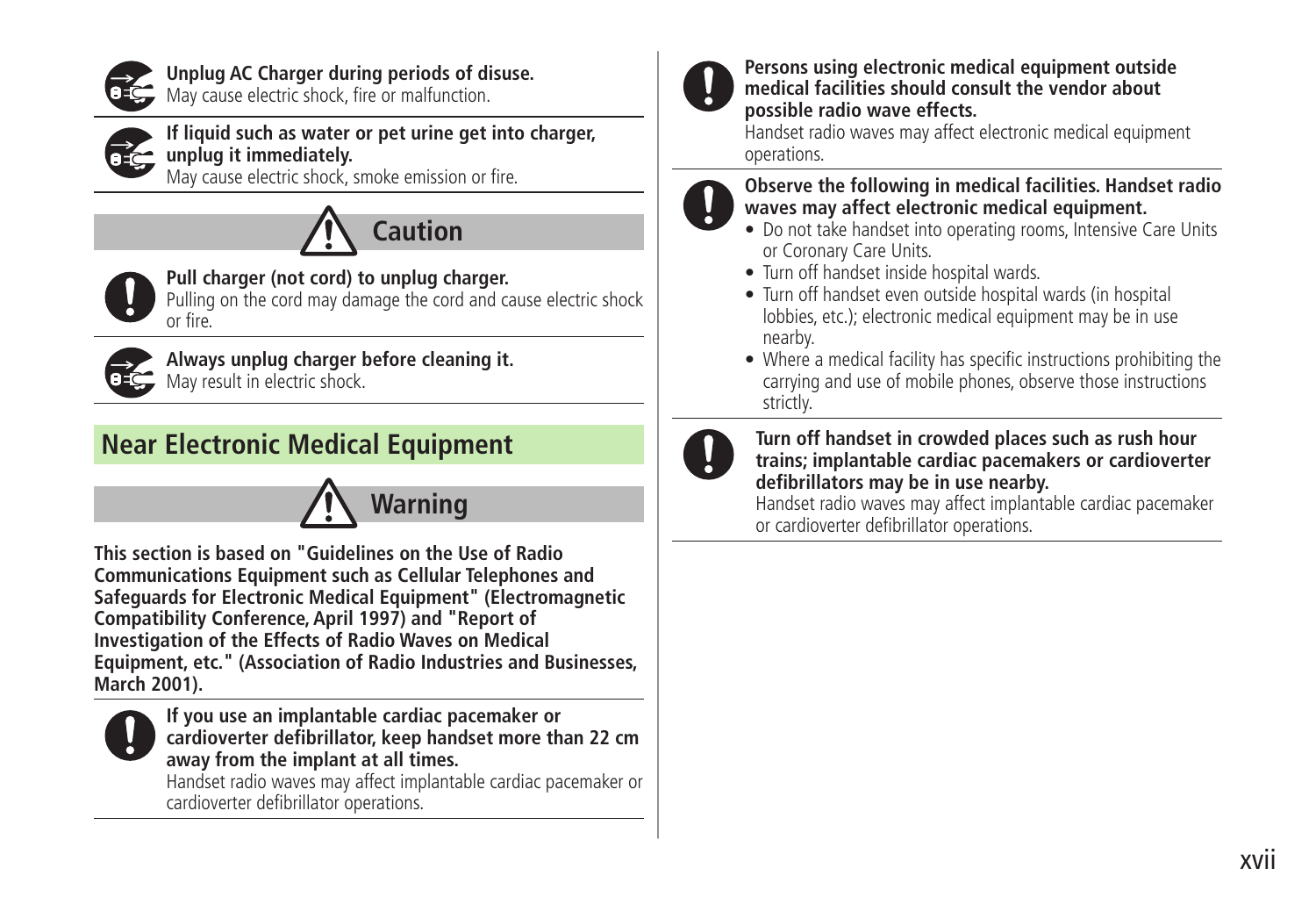**Unplug AC Charger during periods of disuse.**
May cause electric shock, fire or malfunction.

**If liquid such as water or pet urine get into charger, unplug it immediately.**
May cause electric shock, smoke emission or fire.

### Caution

**Pull charger (not cord) to unplug charger.**
Pulling on the cord may damage the cord and cause electric shock or fire.

**Always unplug charger before cleaning it.**
May result in electric shock.

## Near Electronic Medical Equipment

### Warning

**This section is based on "Guidelines on the Use of Radio Communications Equipment such as Cellular Telephones and Safeguards for Electronic Medical Equipment" (Electromagnetic Compatibility Conference, April 1997) and "Report of Investigation of the Effects of Radio Waves on Medical Equipment, etc." (Association of Radio Industries and Businesses, March 2001).**

**If you use an implantable cardiac pacemaker or cardioverter defibrillator, keep handset more than 22 cm away from the implant at all times.**
Handset radio waves may affect implantable cardiac pacemaker or cardioverter defibrillator operations.

**Persons using electronic medical equipment outside medical facilities should consult the vendor about possible radio wave effects.**
Handset radio waves may affect electronic medical equipment operations.

**Observe the following in medical facilities. Handset radio waves may affect electronic medical equipment.**

- Do not take handset into operating rooms, Intensive Care Units or Coronary Care Units.
- Turn off handset inside hospital wards.
- Turn off handset even outside hospital wards (in hospital lobbies, etc.); electronic medical equipment may be in use nearby.
- Where a medical facility has specific instructions prohibiting the carrying and use of mobile phones, observe those instructions strictly.

**Turn off handset in crowded places such as rush hour trains; implantable cardiac pacemakers or cardioverter defibrillators may be in use nearby.**
Handset radio waves may affect implantable cardiac pacemaker or cardioverter defibrillator operations.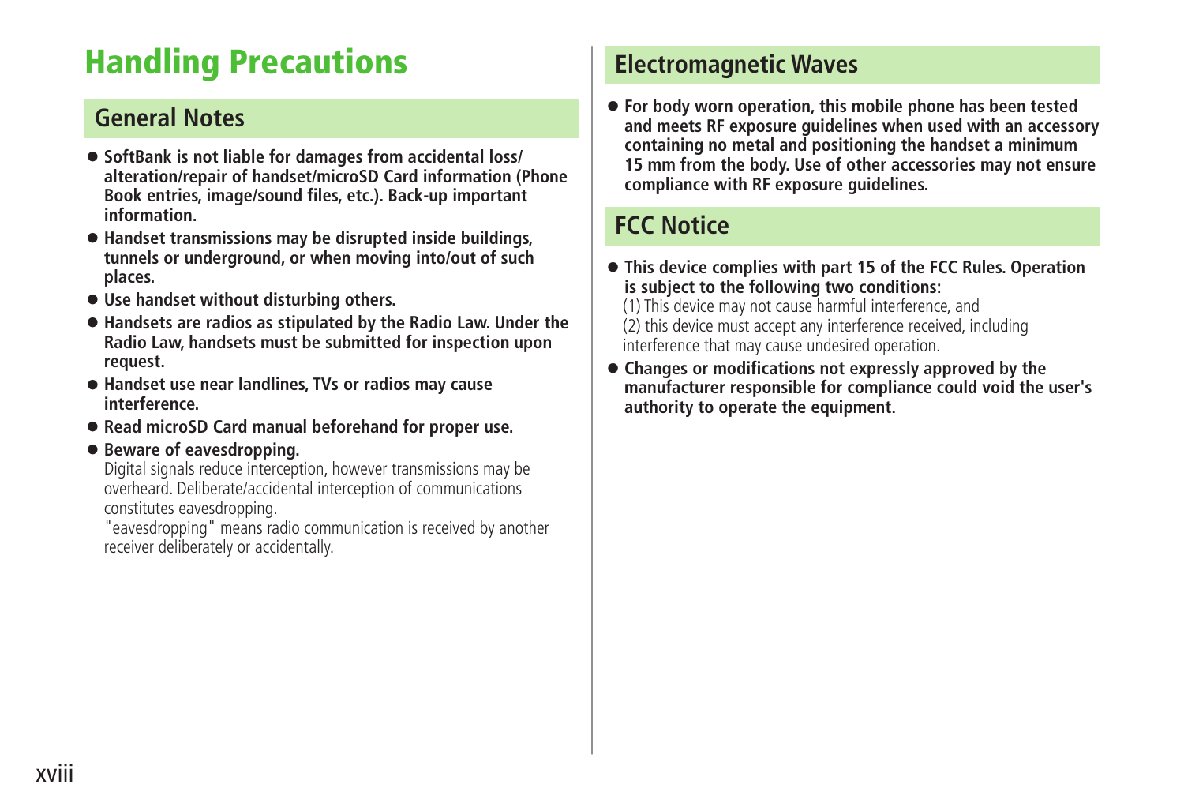# Handling Precautions

## General Notes

- **SoftBank is not liable for damages from accidental loss/alteration/repair of handset/microSD Card information (Phone Book entries, image/sound files, etc.). Back-up important information.**
- **Handset transmissions may be disrupted inside buildings, tunnels or underground, or when moving into/out of such places.**
- **Use handset without disturbing others.**
- **Handsets are radios as stipulated by the Radio Law. Under the Radio Law, handsets must be submitted for inspection upon request.**
- **Handset use near landlines, TVs or radios may cause interference.**
- **Read microSD Card manual beforehand for proper use.**
- **Beware of eavesdropping.**
  Digital signals reduce interception, however transmissions may be overheard. Deliberate/accidental interception of communications constitutes eavesdropping.
  "eavesdropping" means radio communication is received by another receiver deliberately or accidentally.

## Electromagnetic Waves

- **For body worn operation, this mobile phone has been tested and meets RF exposure guidelines when used with an accessory containing no metal and positioning the handset a minimum 15 mm from the body. Use of other accessories may not ensure compliance with RF exposure guidelines.**

## FCC Notice

- **This device complies with part 15 of the FCC Rules. Operation is subject to the following two conditions:**
  (1) This device may not cause harmful interference, and
  (2) this device must accept any interference received, including interference that may cause undesired operation.
- **Changes or modifications not expressly approved by the manufacturer responsible for compliance could void the user's authority to operate the equipment.**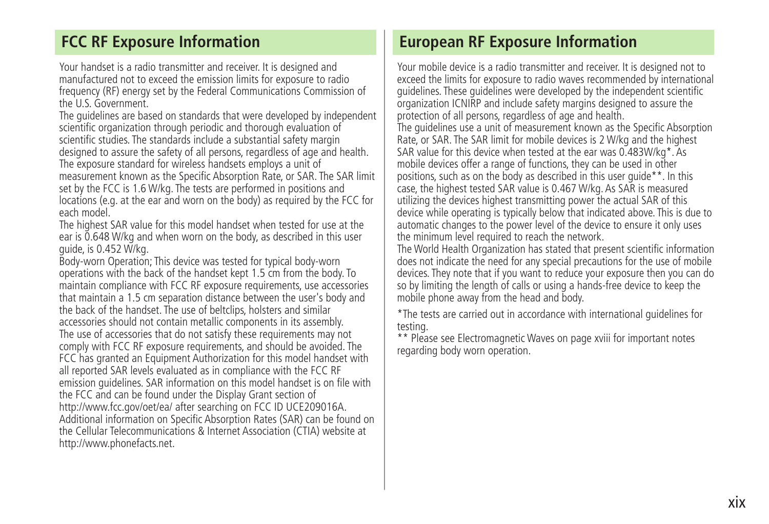## FCC RF Exposure Information

Your handset is a radio transmitter and receiver. It is designed and manufactured not to exceed the emission limits for exposure to radio frequency (RF) energy set by the Federal Communications Commission of the U.S. Government.

The guidelines are based on standards that were developed by independent scientific organization through periodic and thorough evaluation of scientific studies. The standards include a substantial safety margin designed to assure the safety of all persons, regardless of age and health.

The exposure standard for wireless handsets employs a unit of measurement known as the Specific Absorption Rate, or SAR. The SAR limit set by the FCC is 1.6 W/kg. The tests are performed in positions and locations (e.g. at the ear and worn on the body) as required by the FCC for each model.

The highest SAR value for this model handset when tested for use at the ear is 0.648 W/kg and when worn on the body, as described in this user guide, is 0.452 W/kg.

Body-worn Operation; This device was tested for typical body-worn operations with the back of the handset kept 1.5 cm from the body. To maintain compliance with FCC RF exposure requirements, use accessories that maintain a 1.5 cm separation distance between the user's body and the back of the handset. The use of beltclips, holsters and similar accessories should not contain metallic components in its assembly.

The use of accessories that do not satisfy these requirements may not comply with FCC RF exposure requirements, and should be avoided. The FCC has granted an Equipment Authorization for this model handset with all reported SAR levels evaluated as in compliance with the FCC RF emission guidelines. SAR information on this model handset is on file with the FCC and can be found under the Display Grant section of http://www.fcc.gov/oet/ea/ after searching on FCC ID UCE209016A.

Additional information on Specific Absorption Rates (SAR) can be found on the Cellular Telecommunications & Internet Association (CTIA) website at http://www.phonefacts.net.

## European RF Exposure Information

Your mobile device is a radio transmitter and receiver. It is designed not to exceed the limits for exposure to radio waves recommended by international guidelines. These guidelines were developed by the independent scientific organization ICNIRP and include safety margins designed to assure the protection of all persons, regardless of age and health.

The guidelines use a unit of measurement known as the Specific Absorption Rate, or SAR. The SAR limit for mobile devices is 2 W/kg and the highest SAR value for this device when tested at the ear was 0.483W/kg*. As mobile devices offer a range of functions, they can be used in other positions, such as on the body as described in this user guide**. In this case, the highest tested SAR value is 0.467 W/kg. As SAR is measured utilizing the devices highest transmitting power the actual SAR of this device while operating is typically below that indicated above. This is due to automatic changes to the power level of the device to ensure it only uses the minimum level required to reach the network.

The World Health Organization has stated that present scientific information does not indicate the need for any special precautions for the use of mobile devices. They note that if you want to reduce your exposure then you can do so by limiting the length of calls or using a hands-free device to keep the mobile phone away from the head and body.

*The tests are carried out in accordance with international guidelines for testing.

** Please see Electromagnetic Waves on page xviii for important notes regarding body worn operation.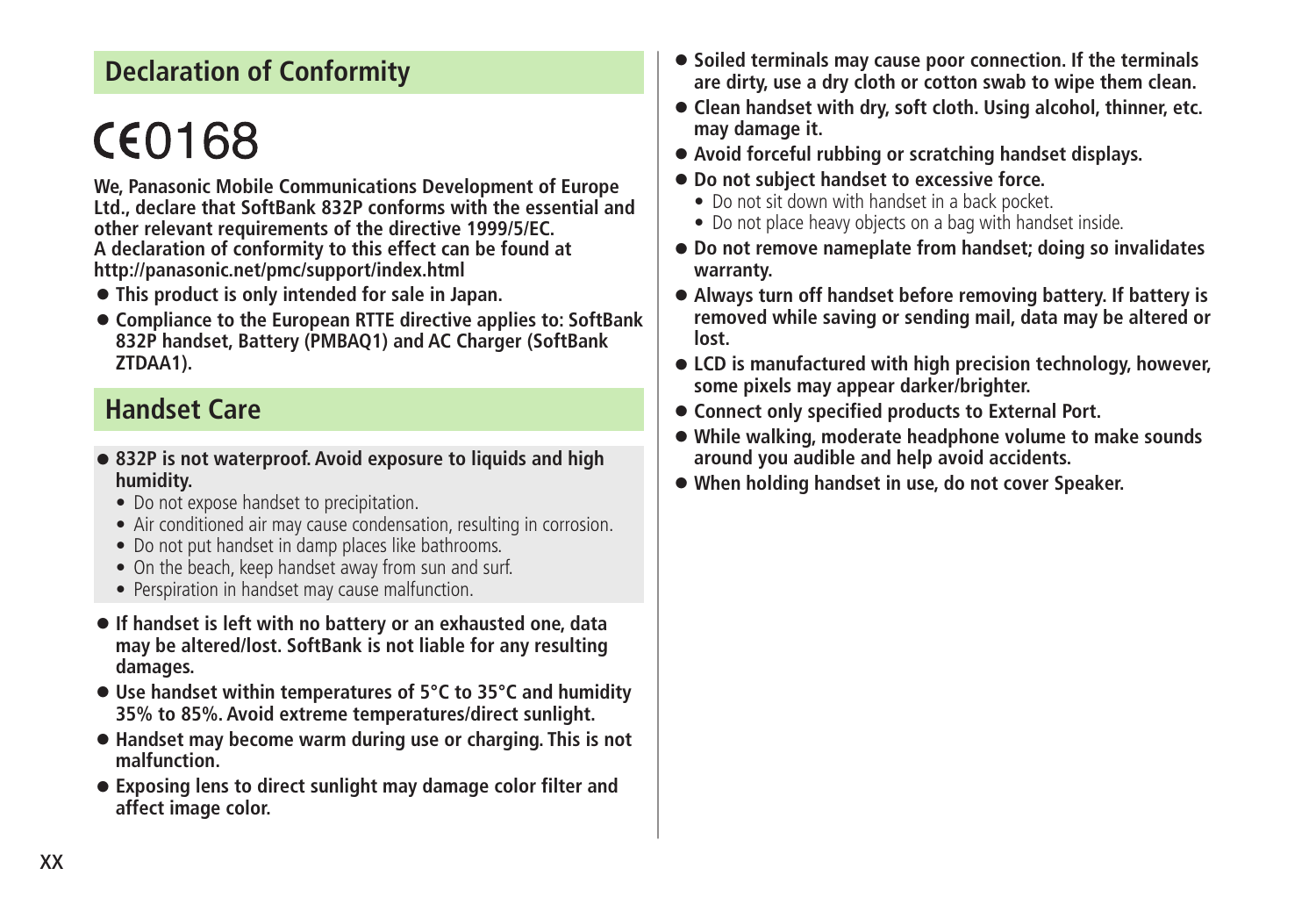## Declaration of Conformity

# CE0168

**We, Panasonic Mobile Communications Development of Europe Ltd., declare that SoftBank 832P conforms with the essential and other relevant requirements of the directive 1999/5/EC.**
**A declaration of conformity to this effect can be found at http://panasonic.net/pmc/support/index.html**

- **This product is only intended for sale in Japan.**
- **Compliance to the European RTTE directive applies to: SoftBank 832P handset, Battery (PMBAQ1) and AC Charger (SoftBank ZTDAA1).**

## Handset Care

- **832P is not waterproof. Avoid exposure to liquids and high humidity.**
  - Do not expose handset to precipitation.
  - Air conditioned air may cause condensation, resulting in corrosion.
  - Do not put handset in damp places like bathrooms.
  - On the beach, keep handset away from sun and surf.
  - Perspiration in handset may cause malfunction.
- **If handset is left with no battery or an exhausted one, data may be altered/lost. SoftBank is not liable for any resulting damages.**
- **Use handset within temperatures of 5°C to 35°C and humidity 35% to 85%. Avoid extreme temperatures/direct sunlight.**
- **Handset may become warm during use or charging. This is not malfunction.**
- **Exposing lens to direct sunlight may damage color filter and affect image color.**
- **Soiled terminals may cause poor connection. If the terminals are dirty, use a dry cloth or cotton swab to wipe them clean.**
- **Clean handset with dry, soft cloth. Using alcohol, thinner, etc. may damage it.**
- **Avoid forceful rubbing or scratching handset displays.**
- **Do not subject handset to excessive force.**
  - Do not sit down with handset in a back pocket.
  - Do not place heavy objects on a bag with handset inside.
- **Do not remove nameplate from handset; doing so invalidates warranty.**
- **Always turn off handset before removing battery. If battery is removed while saving or sending mail, data may be altered or lost.**
- **LCD is manufactured with high precision technology, however, some pixels may appear darker/brighter.**
- **Connect only specified products to External Port.**
- **While walking, moderate headphone volume to make sounds around you audible and help avoid accidents.**
- **When holding handset in use, do not cover Speaker.**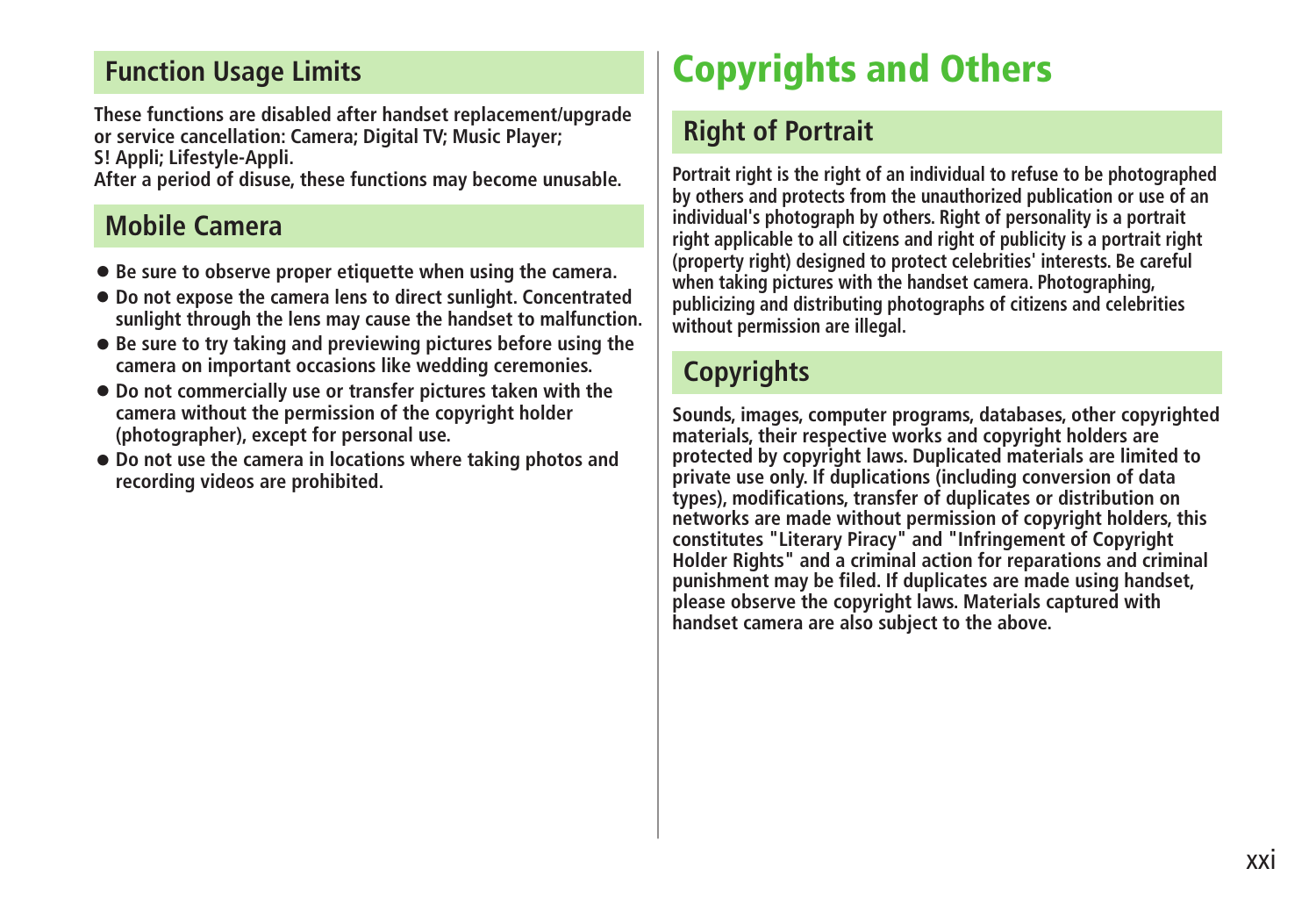## Function Usage Limits

These functions are disabled after handset replacement/upgrade or service cancellation: Camera; Digital TV; Music Player; S! Appli; Lifestyle-Appli.
After a period of disuse, these functions may become unusable.

## Mobile Camera

- Be sure to observe proper etiquette when using the camera.
- Do not expose the camera lens to direct sunlight. Concentrated sunlight through the lens may cause the handset to malfunction.
- Be sure to try taking and previewing pictures before using the camera on important occasions like wedding ceremonies.
- Do not commercially use or transfer pictures taken with the camera without the permission of the copyright holder (photographer), except for personal use.
- Do not use the camera in locations where taking photos and recording videos are prohibited.

# Copyrights and Others

## Right of Portrait

Portrait right is the right of an individual to refuse to be photographed by others and protects from the unauthorized publication or use of an individual's photograph by others. Right of personality is a portrait right applicable to all citizens and right of publicity is a portrait right (property right) designed to protect celebrities' interests. Be careful when taking pictures with the handset camera. Photographing, publicizing and distributing photographs of citizens and celebrities without permission are illegal.

## Copyrights

Sounds, images, computer programs, databases, other copyrighted materials, their respective works and copyright holders are protected by copyright laws. Duplicated materials are limited to private use only. If duplications (including conversion of data types), modifications, transfer of duplicates or distribution on networks are made without permission of copyright holders, this constitutes "Literary Piracy" and "Infringement of Copyright Holder Rights" and a criminal action for reparations and criminal punishment may be filed. If duplicates are made using handset, please observe the copyright laws. Materials captured with handset camera are also subject to the above.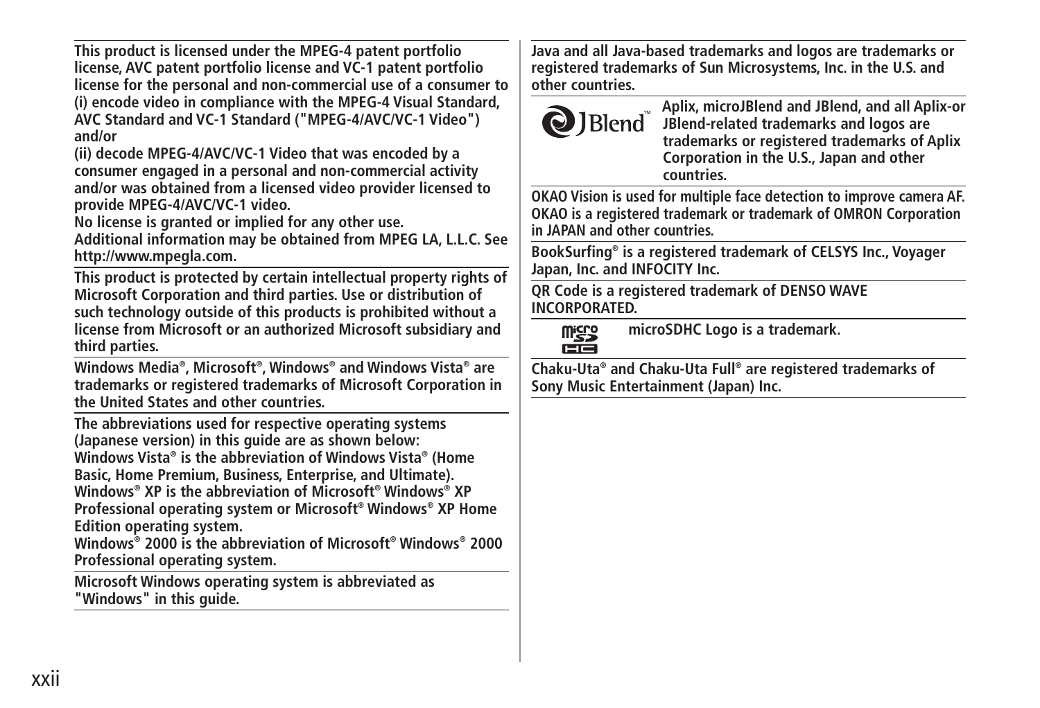This product is licensed under the MPEG-4 patent portfolio license, AVC patent portfolio license and VC-1 patent portfolio license for the personal and non-commercial use of a consumer to (i) encode video in compliance with the MPEG-4 Visual Standard, AVC Standard and VC-1 Standard ("MPEG-4/AVC/VC-1 Video") and/or
(ii) decode MPEG-4/AVC/VC-1 Video that was encoded by a consumer engaged in a personal and non-commercial activity and/or was obtained from a licensed video provider licensed to provide MPEG-4/AVC/VC-1 video.
No license is granted or implied for any other use.
Additional information may be obtained from MPEG LA, L.L.C. See http://www.mpegla.com.

This product is protected by certain intellectual property rights of Microsoft Corporation and third parties. Use or distribution of such technology outside of this products is prohibited without a license from Microsoft or an authorized Microsoft subsidiary and third parties.

Windows Media®, Microsoft®, Windows® and Windows Vista® are trademarks or registered trademarks of Microsoft Corporation in the United States and other countries.

The abbreviations used for respective operating systems (Japanese version) in this guide are as shown below:
Windows Vista® is the abbreviation of Windows Vista® (Home Basic, Home Premium, Business, Enterprise, and Ultimate).
Windows® XP is the abbreviation of Microsoft® Windows® XP Professional operating system or Microsoft® Windows® XP Home Edition operating system.
Windows® 2000 is the abbreviation of Microsoft® Windows® 2000 Professional operating system.

Microsoft Windows operating system is abbreviated as "Windows" in this guide.

Java and all Java-based trademarks and logos are trademarks or registered trademarks of Sun Microsystems, Inc. in the U.S. and other countries.

JBlend™ Aplix, microJBlend and JBlend, and all Aplix-or JBlend-related trademarks and logos are trademarks or registered trademarks of Aplix Corporation in the U.S., Japan and other countries.

OKAO Vision is used for multiple face detection to improve camera AF. OKAO is a registered trademark or trademark of OMRON Corporation in JAPAN and other countries.

BookSurfing® is a registered trademark of CELSYS Inc., Voyager Japan, Inc. and INFOCITY Inc.

QR Code is a registered trademark of DENSO WAVE INCORPORATED.

microSDHC Logo is a trademark.

Chaku-Uta® and Chaku-Uta Full® are registered trademarks of Sony Music Entertainment (Japan) Inc.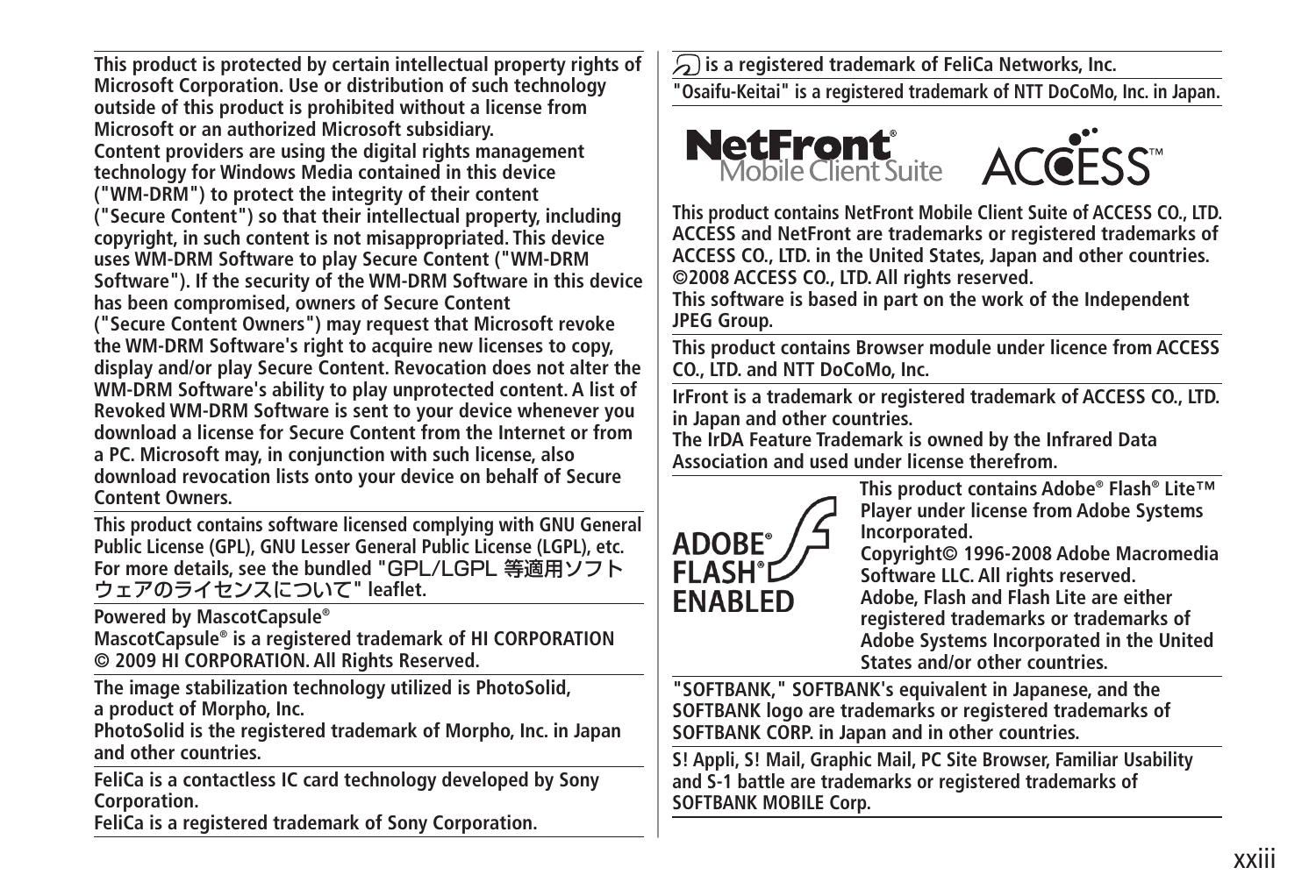This product is protected by certain intellectual property rights of Microsoft Corporation. Use or distribution of such technology outside of this product is prohibited without a license from Microsoft or an authorized Microsoft subsidiary.
Content providers are using the digital rights management technology for Windows Media contained in this device ("WM-DRM") to protect the integrity of their content ("Secure Content") so that their intellectual property, including copyright, in such content is not misappropriated. This device uses WM-DRM Software to play Secure Content ("WM-DRM Software"). If the security of the WM-DRM Software in this device has been compromised, owners of Secure Content ("Secure Content Owners") may request that Microsoft revoke the WM-DRM Software's right to acquire new licenses to copy, display and/or play Secure Content. Revocation does not alter the WM-DRM Software's ability to play unprotected content. A list of Revoked WM-DRM Software is sent to your device whenever you download a license for Secure Content from the Internet or from a PC. Microsoft may, in conjunction with such license, also download revocation lists onto your device on behalf of Secure Content Owners.

---

This product contains software licensed complying with GNU General Public License (GPL), GNU Lesser General Public License (LGPL), etc. For more details, see the bundled "GPL/LGPL 等適用ソフトウェアのライセンスについて" leaflet.

---

Powered by MascotCapsule®
MascotCapsule® is a registered trademark of HI CORPORATION
© 2009 HI CORPORATION. All Rights Reserved.

---

The image stabilization technology utilized is PhotoSolid, a product of Morpho, Inc.
PhotoSolid is the registered trademark of Morpho, Inc. in Japan and other countries.

---

FeliCa is a contactless IC card technology developed by Sony Corporation.
FeliCa is a registered trademark of Sony Corporation.

---

is a registered trademark of FeliCa Networks, Inc.

---

"Osaifu-Keitai" is a registered trademark of NTT DoCoMo, Inc. in Japan.

---

NetFront® Mobile Client Suite ACCESS™

This product contains NetFront Mobile Client Suite of ACCESS CO., LTD.
ACCESS and NetFront are trademarks or registered trademarks of ACCESS CO., LTD. in the United States, Japan and other countries.
©2008 ACCESS CO., LTD. All rights reserved.
This software is based in part on the work of the Independent JPEG Group.

---

This product contains Browser module under licence from ACCESS CO., LTD. and NTT DoCoMo, Inc.

---

IrFront is a trademark or registered trademark of ACCESS CO., LTD. in Japan and other countries.
The IrDA Feature Trademark is owned by the Infrared Data Association and used under license therefrom.

---

ADOBE® FLASH® ENABLED

This product contains Adobe® Flash® Lite™ Player under license from Adobe Systems Incorporated.
Copyright© 1996-2008 Adobe Macromedia Software LLC. All rights reserved.
Adobe, Flash and Flash Lite are either registered trademarks or trademarks of Adobe Systems Incorporated in the United States and/or other countries.

---

"SOFTBANK," SOFTBANK's equivalent in Japanese, and the SOFTBANK logo are trademarks or registered trademarks of SOFTBANK CORP. in Japan and in other countries.

---

S! Appli, S! Mail, Graphic Mail, PC Site Browser, Familiar Usability and S-1 battle are trademarks or registered trademarks of SOFTBANK MOBILE Corp.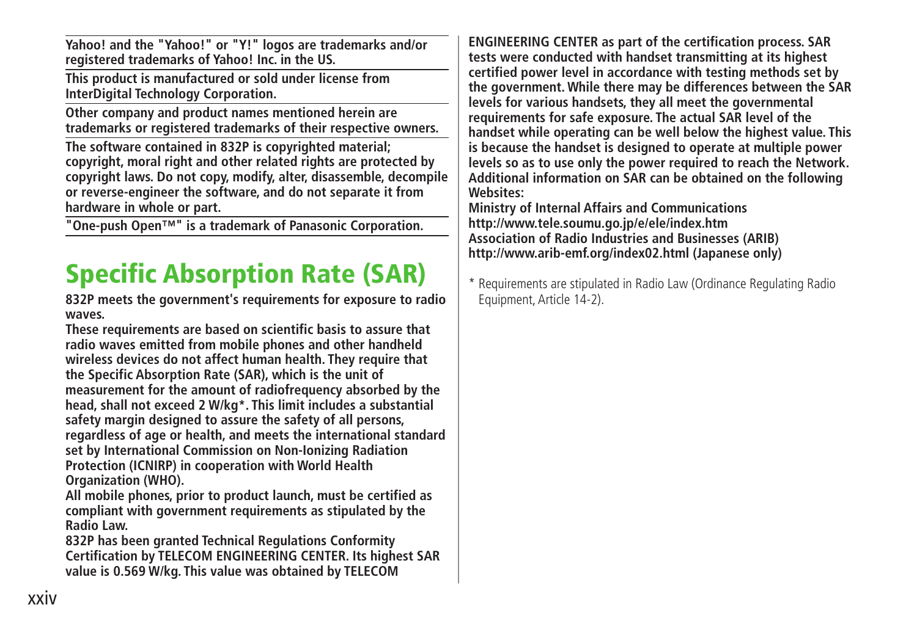Yahoo! and the "Yahoo!" or "Y!" logos are trademarks and/or registered trademarks of Yahoo! Inc. in the US.

This product is manufactured or sold under license from InterDigital Technology Corporation.

Other company and product names mentioned herein are trademarks or registered trademarks of their respective owners.

The software contained in 832P is copyrighted material; copyright, moral right and other related rights are protected by copyright laws. Do not copy, modify, alter, disassemble, decompile or reverse-engineer the software, and do not separate it from hardware in whole or part.

"One-push Open™" is a trademark of Panasonic Corporation.

# Specific Absorption Rate (SAR)

**832P meets the government's requirements for exposure to radio waves.**

**These requirements are based on scientific basis to assure that radio waves emitted from mobile phones and other handheld wireless devices do not affect human health. They require that the Specific Absorption Rate (SAR), which is the unit of measurement for the amount of radiofrequency absorbed by the head, shall not exceed 2 W/kg*. This limit includes a substantial safety margin designed to assure the safety of all persons, regardless of age or health, and meets the international standard set by International Commission on Non-Ionizing Radiation Protection (ICNIRP) in cooperation with World Health Organization (WHO).**

**All mobile phones, prior to product launch, must be certified as compliant with government requirements as stipulated by the Radio Law.**

**832P has been granted Technical Regulations Conformity Certification by TELECOM ENGINEERING CENTER. Its highest SAR value is 0.569 W/kg. This value was obtained by TELECOM ENGINEERING CENTER as part of the certification process. SAR tests were conducted with handset transmitting at its highest certified power level in accordance with testing methods set by the government. While there may be differences between the SAR levels for various handsets, they all meet the governmental requirements for safe exposure. The actual SAR level of the handset while operating can be well below the highest value. This is because the handset is designed to operate at multiple power levels so as to use only the power required to reach the Network. Additional information on SAR can be obtained on the following Websites:**

**Ministry of Internal Affairs and Communications**
**http://www.tele.soumu.go.jp/e/ele/index.htm**
**Association of Radio Industries and Businesses (ARIB)**
**http://www.arib-emf.org/index02.html (Japanese only)**

\* Requirements are stipulated in Radio Law (Ordinance Regulating Radio Equipment, Article 14-2).